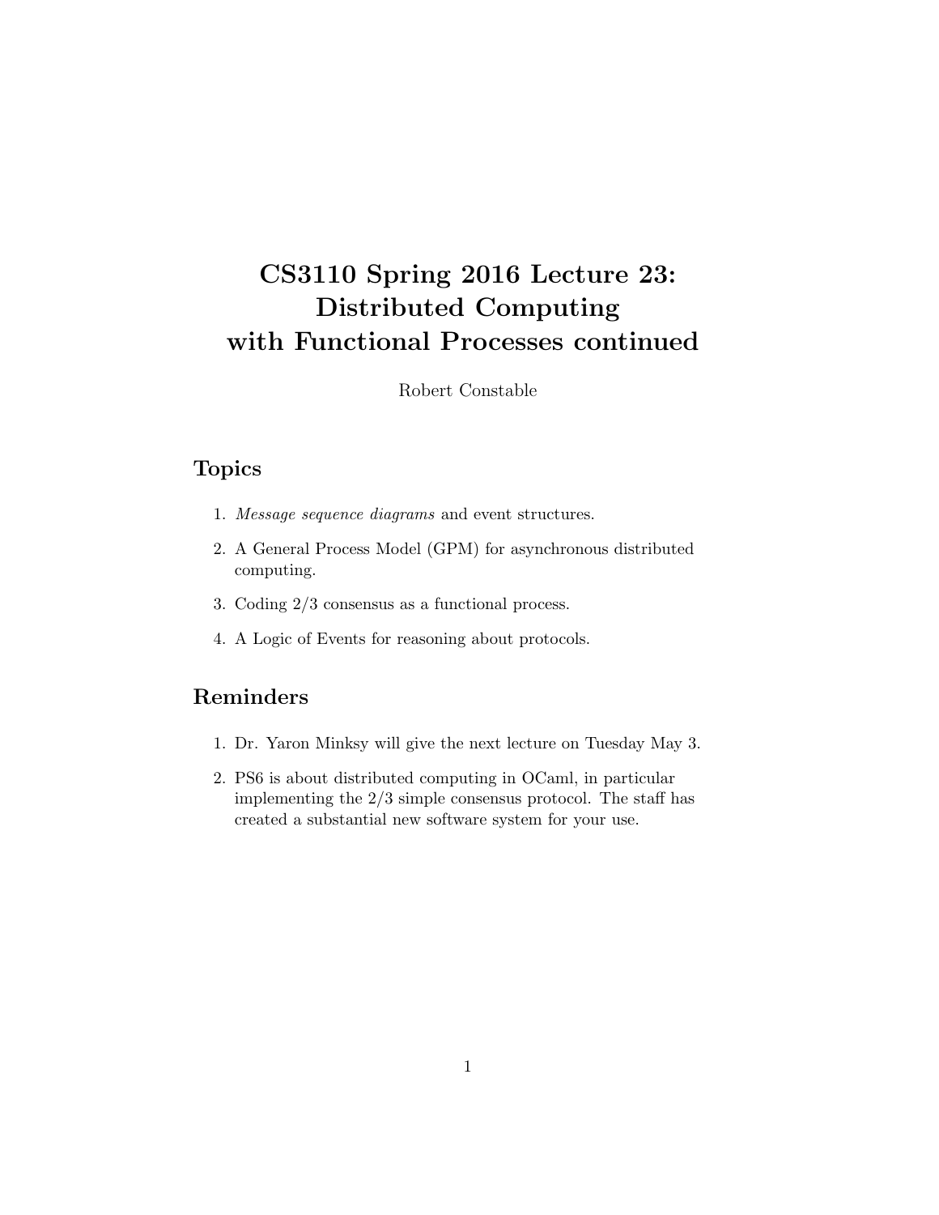# CS3110 Spring 2016 Lecture 23: Distributed Computing with Functional Processes continued

Robert Constable

## Topics

1. *Message sequence diagrams* and event structures.
2. A General Process Model (GPM) for asynchronous distributed computing.
3. Coding 2/3 consensus as a functional process.
4. A Logic of Events for reasoning about protocols.

## Reminders

1. Dr. Yaron Minksy will give the next lecture on Tuesday May 3.
2. PS6 is about distributed computing in OCaml, in particular implementing the 2/3 simple consensus protocol. The staff has created a substantial new software system for your use.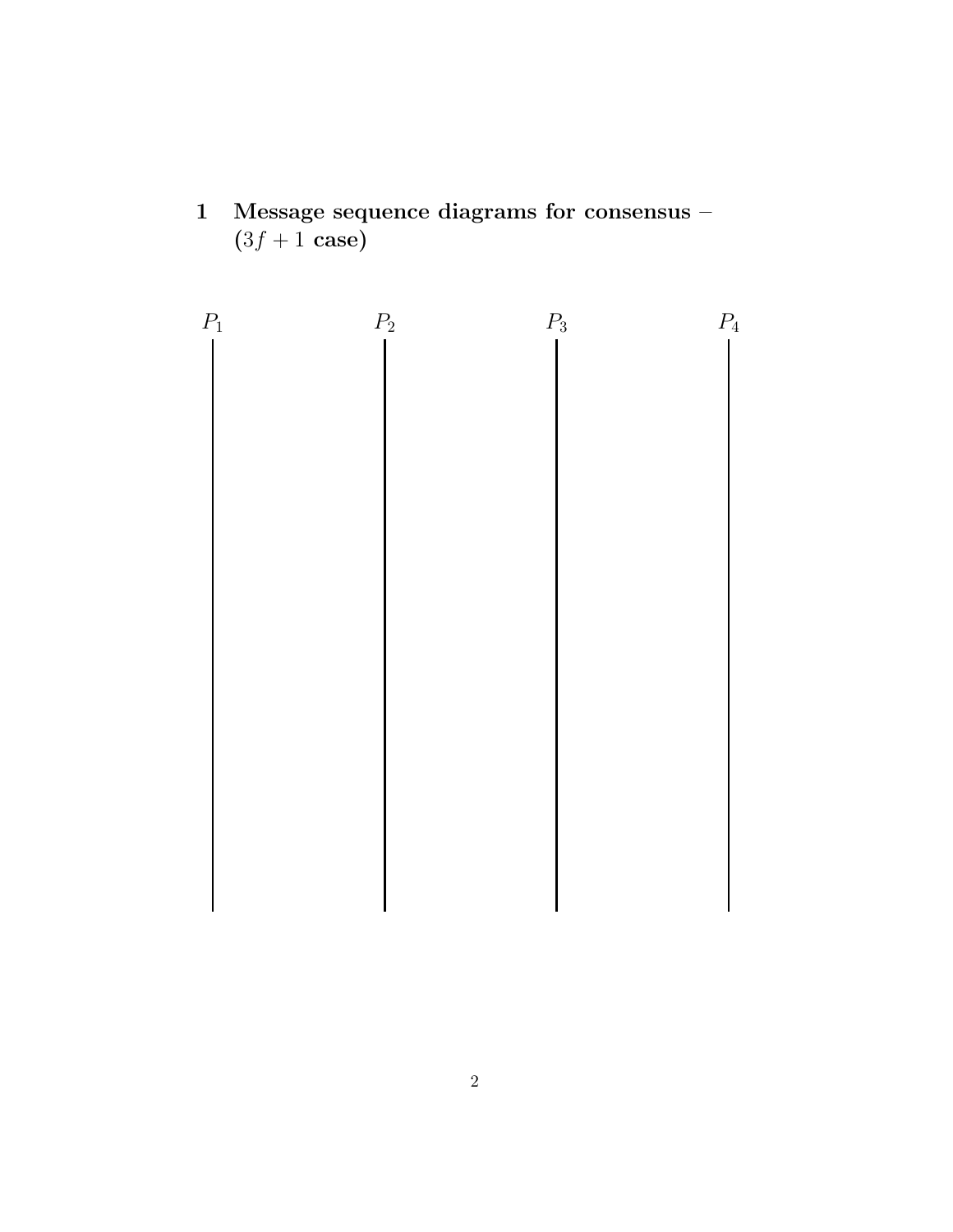# 1 Message sequence diagrams for consensus – ($3f + 1$ case)

$P_1$ $P_2$ $P_3$ $P_4$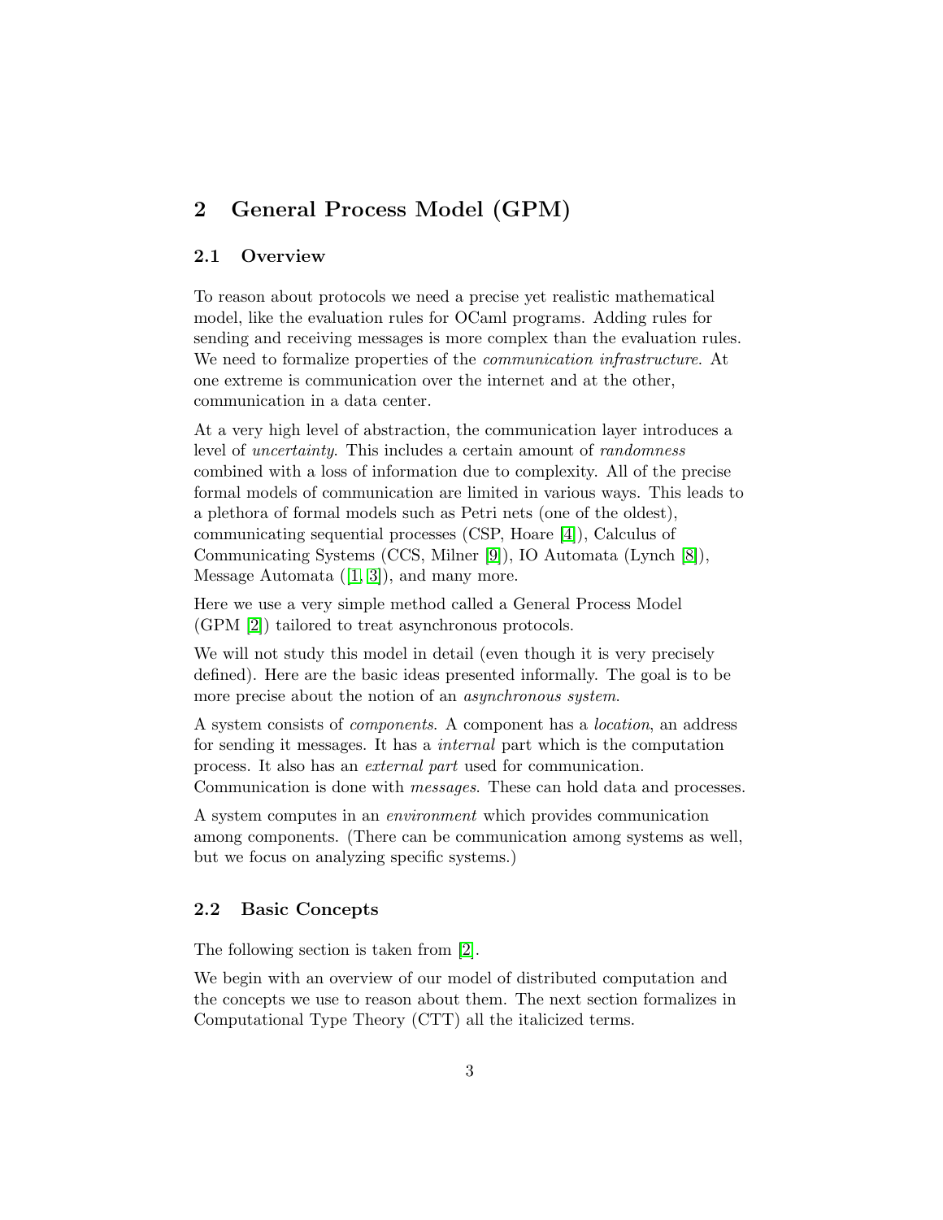## 2 General Process Model (GPM)

### 2.1 Overview

To reason about protocols we need a precise yet realistic mathematical model, like the evaluation rules for OCaml programs. Adding rules for sending and receiving messages is more complex than the evaluation rules. We need to formalize properties of the *communication infrastructure*. At one extreme is communication over the internet and at the other, communication in a data center.

At a very high level of abstraction, the communication layer introduces a level of *uncertainty*. This includes a certain amount of *randomness* combined with a loss of information due to complexity. All of the precise formal models of communication are limited in various ways. This leads to a plethora of formal models such as Petri nets (one of the oldest), communicating sequential processes (CSP, Hoare [4]), Calculus of Communicating Systems (CCS, Milner [9]), IO Automata (Lynch [8]), Message Automata ([1, 3]), and many more.

Here we use a very simple method called a General Process Model (GPM [2]) tailored to treat asynchronous protocols.

We will not study this model in detail (even though it is very precisely defined). Here are the basic ideas presented informally. The goal is to be more precise about the notion of an *asynchronous system*.

A system consists of *components*. A component has a *location*, an address for sending it messages. It has a *internal* part which is the computation process. It also has an *external part* used for communication. Communication is done with *messages*. These can hold data and processes.

A system computes in an *environment* which provides communication among components. (There can be communication among systems as well, but we focus on analyzing specific systems.)

### 2.2 Basic Concepts

The following section is taken from [2].

We begin with an overview of our model of distributed computation and the concepts we use to reason about them. The next section formalizes in Computational Type Theory (CTT) all the italicized terms.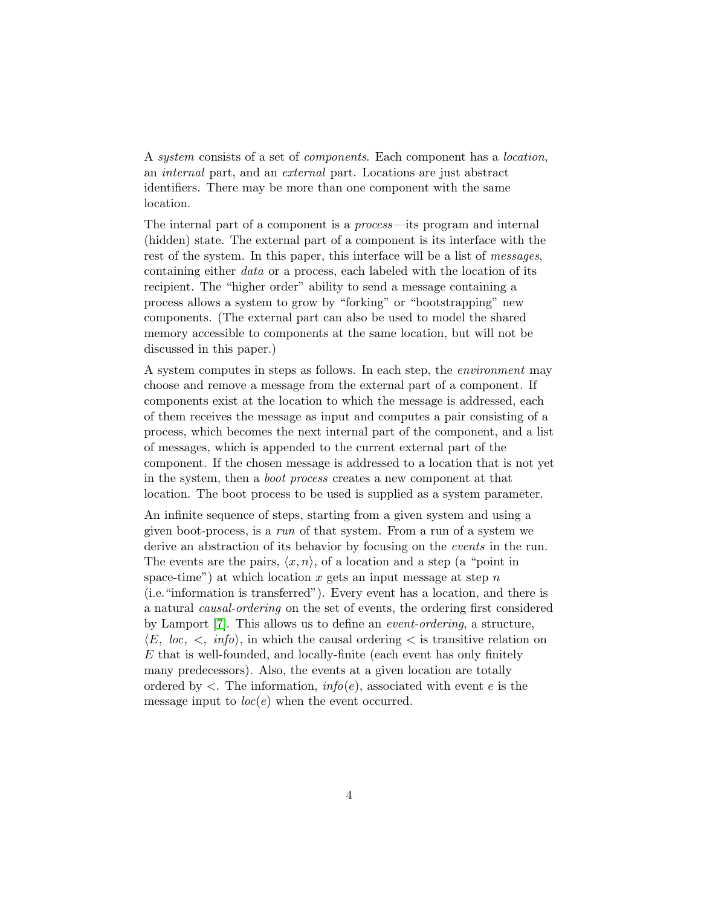A *system* consists of a set of *components*. Each component has a *location*, an *internal* part, and an *external* part. Locations are just abstract identifiers. There may be more than one component with the same location.

The internal part of a component is a *process*—its program and internal (hidden) state. The external part of a component is its interface with the rest of the system. In this paper, this interface will be a list of *messages*, containing either *data* or a process, each labeled with the location of its recipient. The "higher order" ability to send a message containing a process allows a system to grow by "forking" or "bootstrapping" new components. (The external part can also be used to model the shared memory accessible to components at the same location, but will not be discussed in this paper.)

A system computes in steps as follows. In each step, the *environment* may choose and remove a message from the external part of a component. If components exist at the location to which the message is addressed, each of them receives the message as input and computes a pair consisting of a process, which becomes the next internal part of the component, and a list of messages, which is appended to the current external part of the component. If the chosen message is addressed to a location that is not yet in the system, then a *boot process* creates a new component at that location. The boot process to be used is supplied as a system parameter.

An infinite sequence of steps, starting from a given system and using a given boot-process, is a *run* of that system. From a run of a system we derive an abstraction of its behavior by focusing on the *events* in the run. The events are the pairs, $\langle x, n \rangle$, of a location and a step (a "point in space-time") at which location $x$ gets an input message at step $n$ (i.e."information is transferred"). Every event has a location, and there is a natural *causal-ordering* on the set of events, the ordering first considered by Lamport [7]. This allows us to define an *event-ordering*, a structure, $\langle E,\ loc,\ <,\ info \rangle$, in which the causal ordering $<$ is transitive relation on $E$ that is well-founded, and locally-finite (each event has only finitely many predecessors). Also, the events at a given location are totally ordered by $<$. The information, $info(e)$, associated with event $e$ is the message input to $loc(e)$ when the event occurred.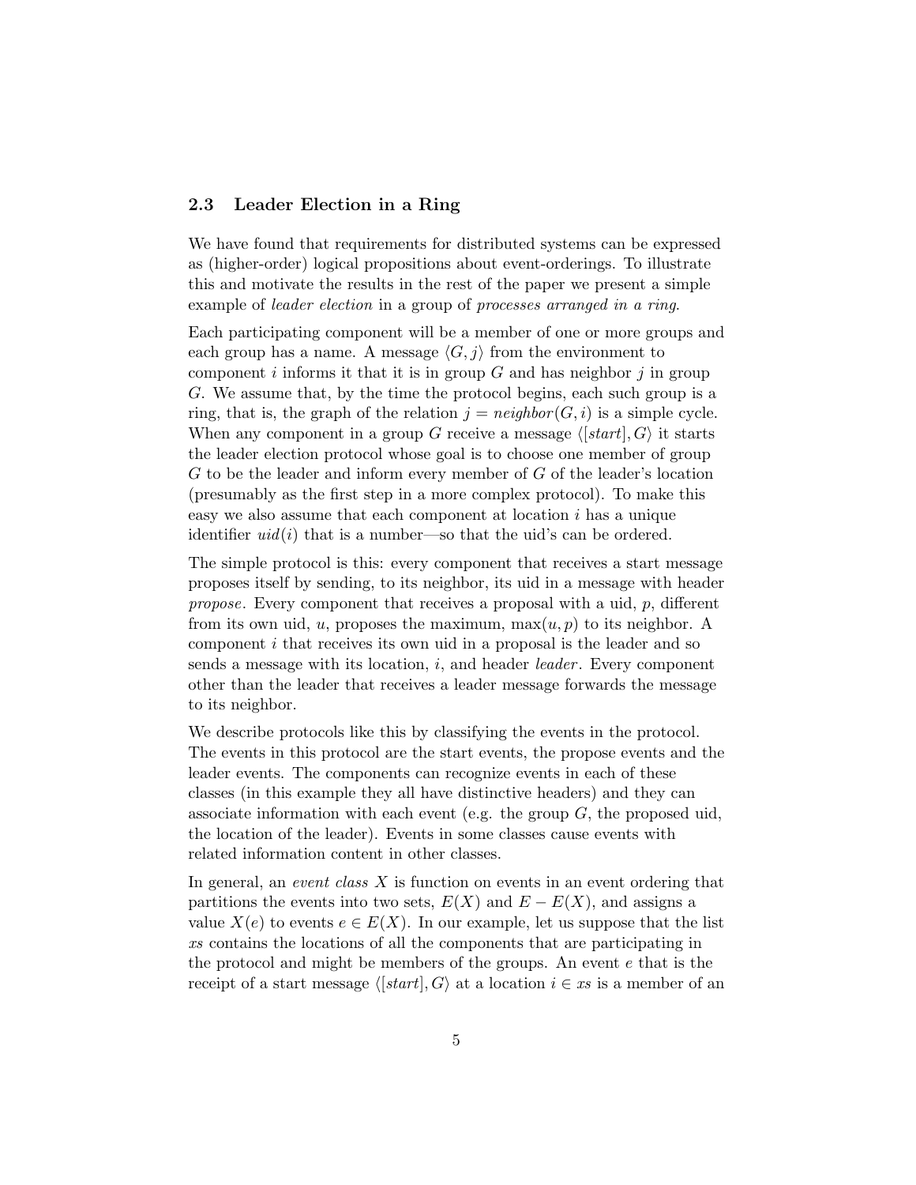### 2.3 Leader Election in a Ring

We have found that requirements for distributed systems can be expressed as (higher-order) logical propositions about event-orderings. To illustrate this and motivate the results in the rest of the paper we present a simple example of *leader election* in a group of *processes arranged in a ring*.

Each participating component will be a member of one or more groups and each group has a name. A message $\langle G, j\rangle$ from the environment to component $i$ informs it that it is in group $G$ and has neighbor $j$ in group $G$. We assume that, by the time the protocol begins, each such group is a ring, that is, the graph of the relation $j = \mathit{neighbor}(G, i)$ is a simple cycle. When any component in a group $G$ receive a message $\langle [\mathit{start}], G\rangle$ it starts the leader election protocol whose goal is to choose one member of group $G$ to be the leader and inform every member of $G$ of the leader's location (presumably as the first step in a more complex protocol). To make this easy we also assume that each component at location $i$ has a unique identifier $\mathit{uid}(i)$ that is a number—so that the uid's can be ordered.

The simple protocol is this: every component that receives a start message proposes itself by sending, to its neighbor, its uid in a message with header *propose*. Every component that receives a proposal with a uid, $p$, different from its own uid, $u$, proposes the maximum, $\max(u, p)$ to its neighbor. A component $i$ that receives its own uid in a proposal is the leader and so sends a message with its location, $i$, and header *leader*. Every component other than the leader that receives a leader message forwards the message to its neighbor.

We describe protocols like this by classifying the events in the protocol. The events in this protocol are the start events, the propose events and the leader events. The components can recognize events in each of these classes (in this example they all have distinctive headers) and they can associate information with each event (e.g. the group $G$, the proposed uid, the location of the leader). Events in some classes cause events with related information content in other classes.

In general, an *event class* $X$ is function on events in an event ordering that partitions the events into two sets, $E(X)$ and $E - E(X)$, and assigns a value $X(e)$ to events $e \in E(X)$. In our example, let us suppose that the list $xs$ contains the locations of all the components that are participating in the protocol and might be members of the groups. An event $e$ that is the receipt of a start message $\langle [\mathit{start}], G\rangle$ at a location $i \in xs$ is a member of an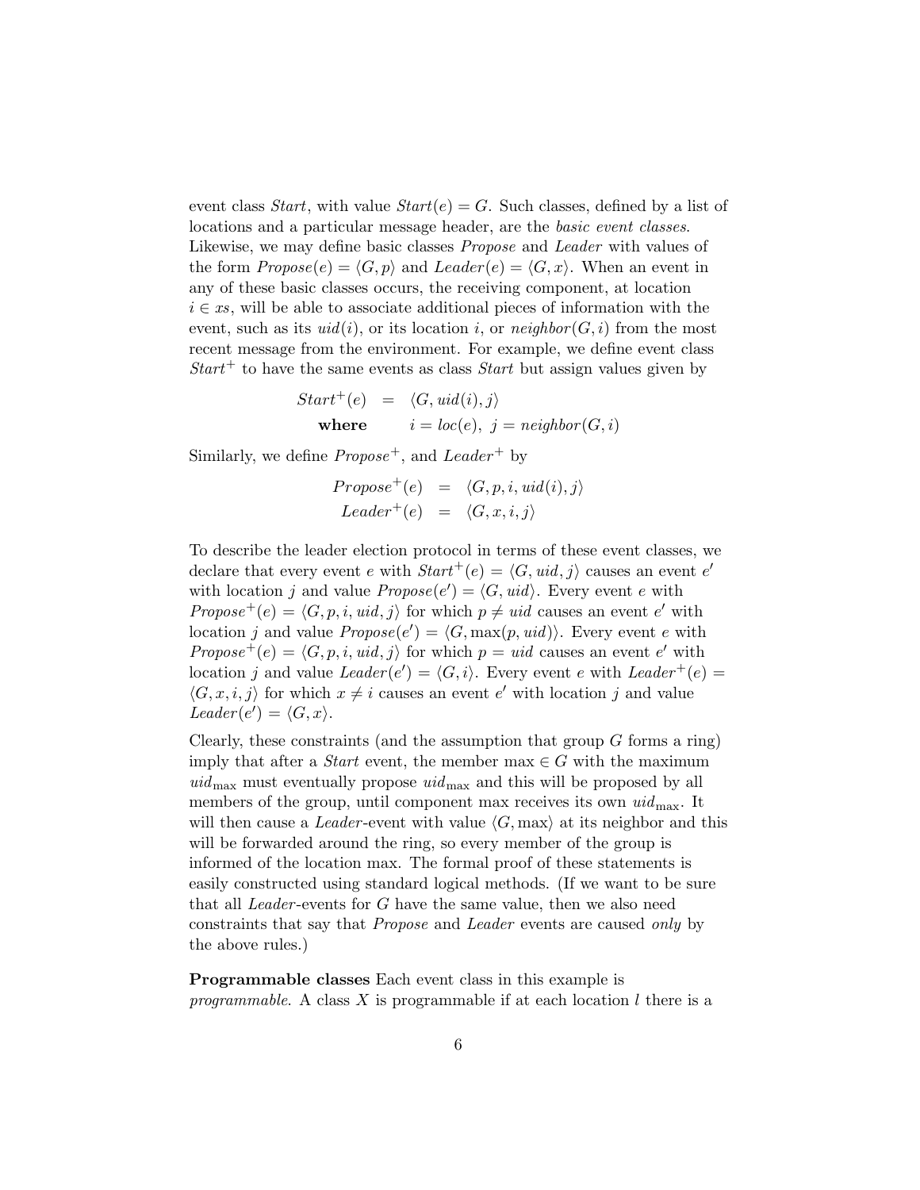event class *Start*, with value $Start(e) = G$. Such classes, defined by a list of locations and a particular message header, are the *basic event classes*. Likewise, we may define basic classes *Propose* and *Leader* with values of the form $Propose(e) = \langle G, p \rangle$ and $Leader(e) = \langle G, x \rangle$. When an event in any of these basic classes occurs, the receiving component, at location $i \in xs$, will be able to associate additional pieces of information with the event, such as its $uid(i)$, or its location $i$, or $neighbor(G, i)$ from the most recent message from the environment. For example, we define event class $Start^+$ to have the same events as class *Start* but assign values given by

$$
\begin{array}{rcl}
Start^+(e) & = & \langle G, uid(i), j \rangle \\
\textbf{where} & & i = loc(e),\ j = neighbor(G, i)
\end{array}
$$

Similarly, we define $Propose^+$, and $Leader^+$ by

$$
\begin{array}{rcl}
Propose^+(e) & = & \langle G, p, i, uid(i), j \rangle \\
Leader^+(e) & = & \langle G, x, i, j \rangle
\end{array}
$$

To describe the leader election protocol in terms of these event classes, we declare that every event $e$ with $Start^+(e) = \langle G, uid, j \rangle$ causes an event $e'$ with location $j$ and value $Propose(e') = \langle G, uid \rangle$. Every event $e$ with $Propose^+(e) = \langle G, p, i, uid, j \rangle$ for which $p \neq uid$ causes an event $e'$ with location $j$ and value $Propose(e') = \langle G, \max(p, uid) \rangle$. Every event $e$ with $Propose^+(e) = \langle G, p, i, uid, j \rangle$ for which $p = uid$ causes an event $e'$ with location $j$ and value $Leader(e') = \langle G, i \rangle$. Every event $e$ with $Leader^+(e) = \langle G, x, i, j \rangle$ for which $x \neq i$ causes an event $e'$ with location $j$ and value $Leader(e') = \langle G, x \rangle$.

Clearly, these constraints (and the assumption that group $G$ forms a ring) imply that after a *Start* event, the member $\max \in G$ with the maximum $uid_{\max}$ must eventually propose $uid_{\max}$ and this will be proposed by all members of the group, until component max receives its own $uid_{\max}$. It will then cause a *Leader*-event with value $\langle G, \max \rangle$ at its neighbor and this will be forwarded around the ring, so every member of the group is informed of the location max. The formal proof of these statements is easily constructed using standard logical methods. (If we want to be sure that all *Leader*-events for $G$ have the same value, then we also need constraints that say that *Propose* and *Leader* events are caused *only* by the above rules.)

**Programmable classes** Each event class in this example is *programmable*. A class $X$ is programmable if at each location $l$ there is a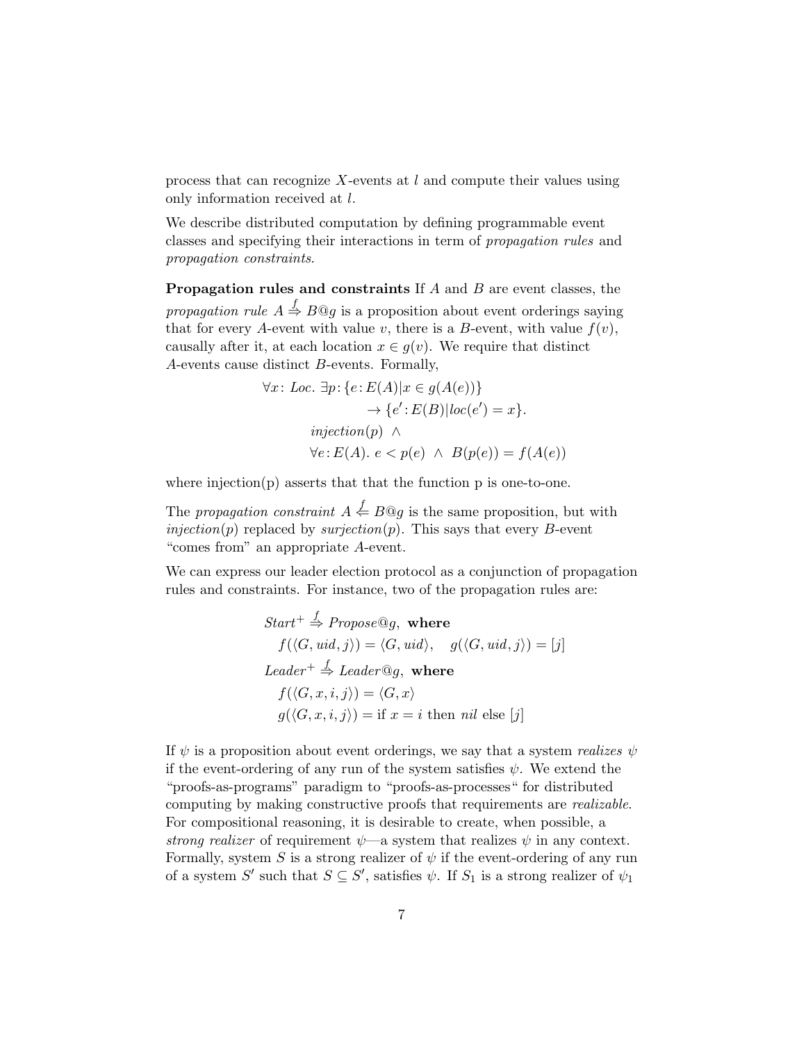process that can recognize $X$-events at $l$ and compute their values using only information received at $l$.

We describe distributed computation by defining programmable event classes and specifying their interactions in term of *propagation rules* and *propagation constraints*.

**Propagation rules and constraints** If $A$ and $B$ are event classes, the *propagation rule* $A \stackrel{f}{\Rightarrow} B@g$ is a proposition about event orderings saying that for every $A$-event with value $v$, there is a $B$-event, with value $f(v)$, causally after it, at each location $x \in g(v)$. We require that distinct $A$-events cause distinct $B$-events. Formally,

$$\begin{aligned}
\forall x\colon Loc.\ \exists p\colon & \{e\colon E(A) | x \in g(A(e))\} \\
& \quad \rightarrow \{e'\colon E(B) | loc(e') = x\}. \\
& injection(p)\ \wedge \\
& \forall e\colon E(A).\ e < p(e)\ \wedge\ B(p(e)) = f(A(e))
\end{aligned}$$

where injection(p) asserts that that the function p is one-to-one.

The *propagation constraint* $A \stackrel{f}{\Leftarrow} B@g$ is the same proposition, but with *injection*$(p)$ replaced by *surjection*$(p)$. This says that every $B$-event "comes from" an appropriate $A$-event.

We can express our leader election protocol as a conjunction of propagation rules and constraints. For instance, two of the propagation rules are:

$$\begin{aligned}
& Start^{+} \stackrel{f}{\Rightarrow} Propose@g,\ \textbf{where} \\
& \quad f(\langle G, uid, j\rangle) = \langle G, uid\rangle, \quad g(\langle G, uid, j\rangle) = [j] \\
& Leader^{+} \stackrel{f}{\Rightarrow} Leader@g,\ \textbf{where} \\
& \quad f(\langle G, x, i, j\rangle) = \langle G, x\rangle \\
& \quad g(\langle G, x, i, j\rangle) = \text{if } x = i \text{ then } nil \text{ else } [j]
\end{aligned}$$

If $\psi$ is a proposition about event orderings, we say that a system *realizes* $\psi$ if the event-ordering of any run of the system satisfies $\psi$. We extend the "proofs-as-programs" paradigm to "proofs-as-processes" for distributed computing by making constructive proofs that requirements are *realizable*. For compositional reasoning, it is desirable to create, when possible, a *strong realizer* of requirement $\psi$—a system that realizes $\psi$ in any context. Formally, system $S$ is a strong realizer of $\psi$ if the event-ordering of any run of a system $S'$ such that $S \subseteq S'$, satisfies $\psi$. If $S_1$ is a strong realizer of $\psi_1$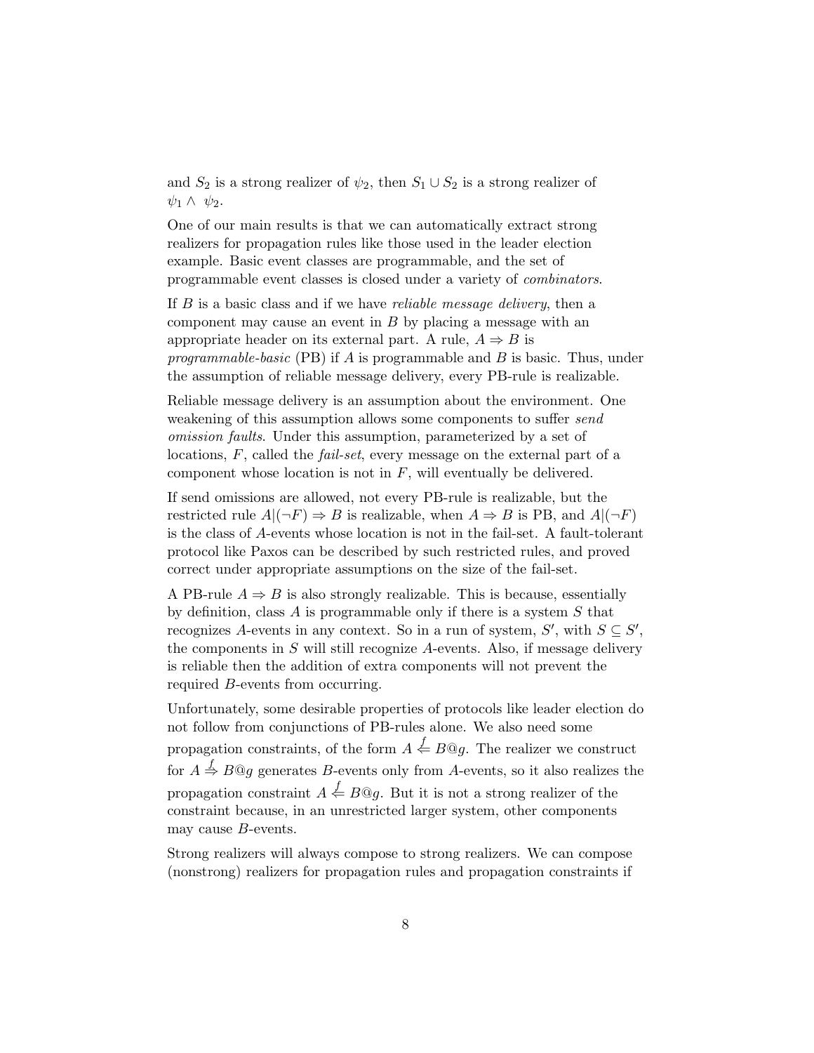and $S_2$ is a strong realizer of $\psi_2$, then $S_1 \cup S_2$ is a strong realizer of $\psi_1 \wedge \psi_2$.

One of our main results is that we can automatically extract strong realizers for propagation rules like those used in the leader election example. Basic event classes are programmable, and the set of programmable event classes is closed under a variety of *combinators*.

If $B$ is a basic class and if we have *reliable message delivery*, then a component may cause an event in $B$ by placing a message with an appropriate header on its external part. A rule, $A \Rightarrow B$ is *programmable-basic* (PB) if $A$ is programmable and $B$ is basic. Thus, under the assumption of reliable message delivery, every PB-rule is realizable.

Reliable message delivery is an assumption about the environment. One weakening of this assumption allows some components to suffer *send omission faults*. Under this assumption, parameterized by a set of locations, $F$, called the *fail-set*, every message on the external part of a component whose location is not in $F$, will eventually be delivered.

If send omissions are allowed, not every PB-rule is realizable, but the restricted rule $A|(\neg F) \Rightarrow B$ is realizable, when $A \Rightarrow B$ is PB, and $A|(\neg F)$ is the class of $A$-events whose location is not in the fail-set. A fault-tolerant protocol like Paxos can be described by such restricted rules, and proved correct under appropriate assumptions on the size of the fail-set.

A PB-rule $A \Rightarrow B$ is also strongly realizable. This is because, essentially by definition, class $A$ is programmable only if there is a system $S$ that recognizes $A$-events in any context. So in a run of system, $S'$, with $S \subseteq S'$, the components in $S$ will still recognize $A$-events. Also, if message delivery is reliable then the addition of extra components will not prevent the required $B$-events from occurring.

Unfortunately, some desirable properties of protocols like leader election do not follow from conjunctions of PB-rules alone. We also need some propagation constraints, of the form $A \overset{f}{\Leftarrow} B@g$. The realizer we construct for $A \overset{f}{\Rightarrow} B@g$ generates $B$-events only from $A$-events, so it also realizes the propagation constraint $A \overset{f}{\Leftarrow} B@g$. But it is not a strong realizer of the constraint because, in an unrestricted larger system, other components may cause $B$-events.

Strong realizers will always compose to strong realizers. We can compose (nonstrong) realizers for propagation rules and propagation constraints if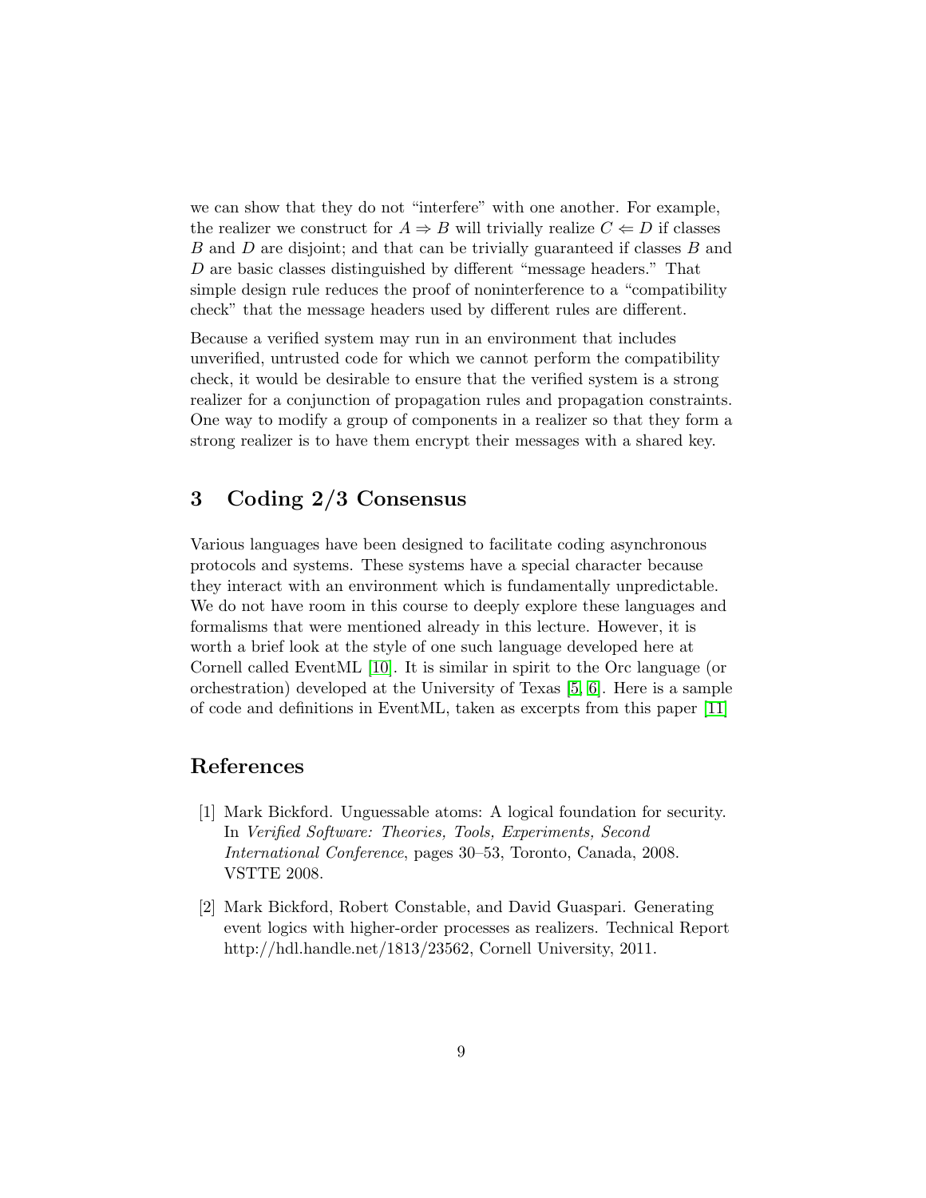we can show that they do not "interfere" with one another. For example, the realizer we construct for $A \Rightarrow B$ will trivially realize $C \Leftarrow D$ if classes $B$ and $D$ are disjoint; and that can be trivially guaranteed if classes $B$ and $D$ are basic classes distinguished by different "message headers." That simple design rule reduces the proof of noninterference to a "compatibility check" that the message headers used by different rules are different.

Because a verified system may run in an environment that includes unverified, untrusted code for which we cannot perform the compatibility check, it would be desirable to ensure that the verified system is a strong realizer for a conjunction of propagation rules and propagation constraints. One way to modify a group of components in a realizer so that they form a strong realizer is to have them encrypt their messages with a shared key.

## 3 Coding 2/3 Consensus

Various languages have been designed to facilitate coding asynchronous protocols and systems. These systems have a special character because they interact with an environment which is fundamentally unpredictable. We do not have room in this course to deeply explore these languages and formalisms that were mentioned already in this lecture. However, it is worth a brief look at the style of one such language developed here at Cornell called EventML [10]. It is similar in spirit to the Orc language (or orchestration) developed at the University of Texas [5, 6]. Here is a sample of code and definitions in EventML, taken as excerpts from this paper [11]

## References

[1] Mark Bickford. Unguessable atoms: A logical foundation for security. In *Verified Software: Theories, Tools, Experiments, Second International Conference*, pages 30–53, Toronto, Canada, 2008. VSTTE 2008.

[2] Mark Bickford, Robert Constable, and David Guaspari. Generating event logics with higher-order processes as realizers. Technical Report http://hdl.handle.net/1813/23562, Cornell University, 2011.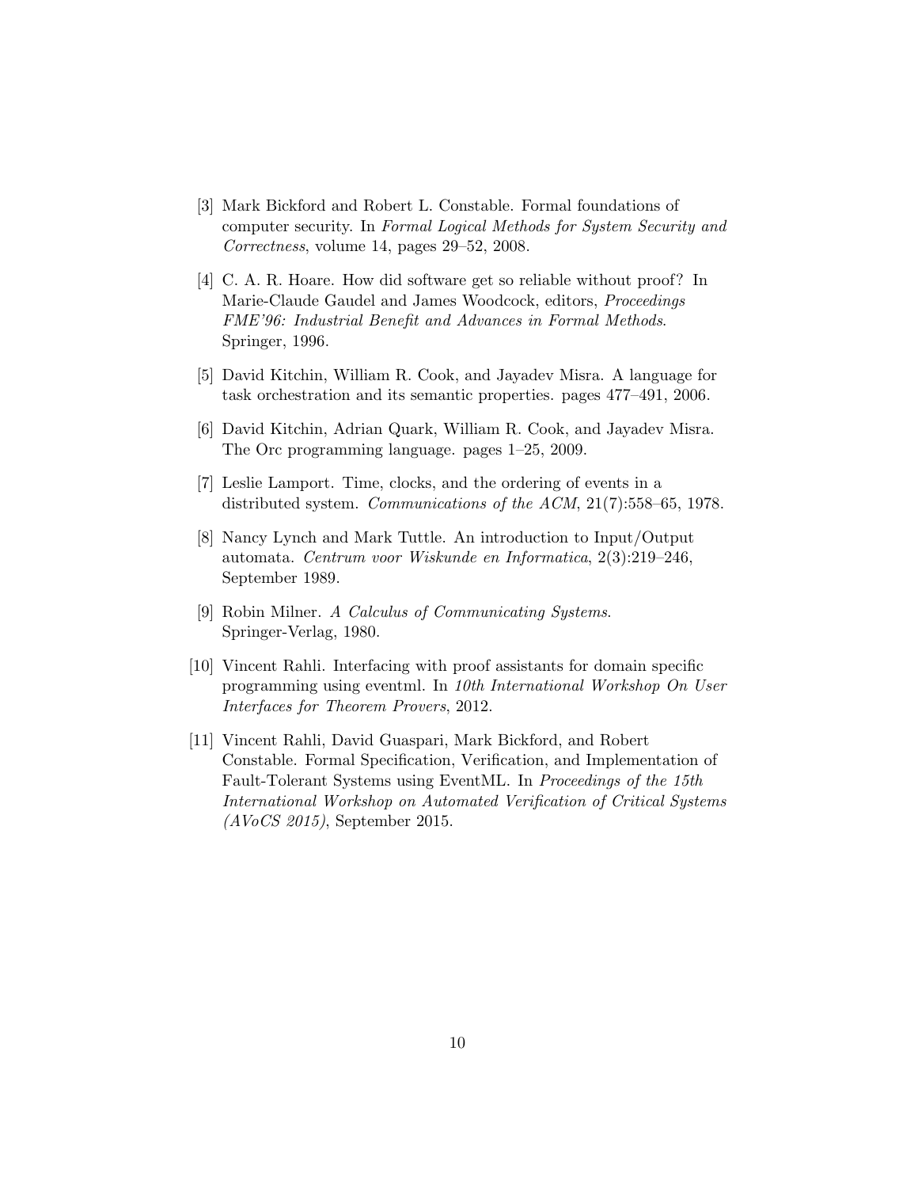[3] Mark Bickford and Robert L. Constable. Formal foundations of computer security. In *Formal Logical Methods for System Security and Correctness*, volume 14, pages 29–52, 2008.

[4] C. A. R. Hoare. How did software get so reliable without proof? In Marie-Claude Gaudel and James Woodcock, editors, *Proceedings FME'96: Industrial Benefit and Advances in Formal Methods*. Springer, 1996.

[5] David Kitchin, William R. Cook, and Jayadev Misra. A language for task orchestration and its semantic properties. pages 477–491, 2006.

[6] David Kitchin, Adrian Quark, William R. Cook, and Jayadev Misra. The Orc programming language. pages 1–25, 2009.

[7] Leslie Lamport. Time, clocks, and the ordering of events in a distributed system. *Communications of the ACM*, 21(7):558–65, 1978.

[8] Nancy Lynch and Mark Tuttle. An introduction to Input/Output automata. *Centrum voor Wiskunde en Informatica*, 2(3):219–246, September 1989.

[9] Robin Milner. *A Calculus of Communicating Systems*. Springer-Verlag, 1980.

[10] Vincent Rahli. Interfacing with proof assistants for domain specific programming using eventml. In *10th International Workshop On User Interfaces for Theorem Provers*, 2012.

[11] Vincent Rahli, David Guaspari, Mark Bickford, and Robert Constable. Formal Specification, Verification, and Implementation of Fault-Tolerant Systems using EventML. In *Proceedings of the 15th International Workshop on Automated Verification of Critical Systems (AVoCS 2015)*, September 2015.